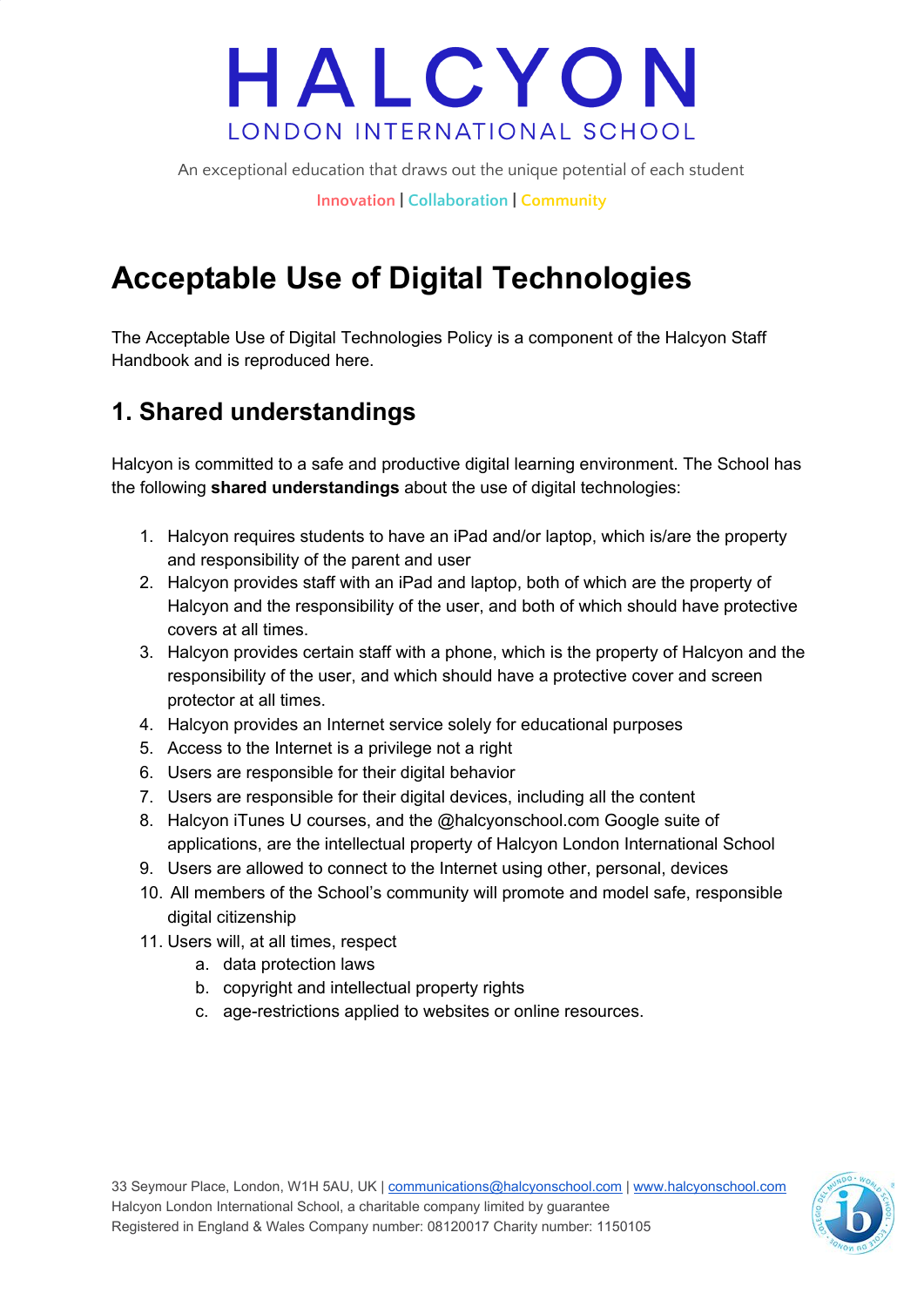# HALCYON

LONDON INTERNATIONAL SCHOOL

An exceptional education that draws out the unique potential of each student

Innovation | Collaboration | Community

# Acceptable Use of Digital Technologies

The Acceptable Use of Digital Technologies Policy is a component of the Halcyon Staff Handbook and is reproduced here.

## 1. Shared understandings

Halcyon is committed to a safe and productive digital learning environment. The School has the following **shared understandings** about the use of digital technologies:

1. Halcyon requires students to have an iPad and/or laptop, which is/are the property and responsibility of the parent and user
2. Halcyon provides staff with an iPad and laptop, both of which are the property of Halcyon and the responsibility of the user, and both of which should have protective covers at all times.
3. Halcyon provides certain staff with a phone, which is the property of Halcyon and the responsibility of the user, and which should have a protective cover and screen protector at all times.
4. Halcyon provides an Internet service solely for educational purposes
5. Access to the Internet is a privilege not a right
6. Users are responsible for their digital behavior
7. Users are responsible for their digital devices, including all the content
8. Halcyon iTunes U courses, and the @halcyonschool.com Google suite of applications, are the intellectual property of Halcyon London International School
9. Users are allowed to connect to the Internet using other, personal, devices
10. All members of the School's community will promote and model safe, responsible digital citizenship
11. Users will, at all times, respect
    a. data protection laws
    b. copyright and intellectual property rights
    c. age-restrictions applied to websites or online resources.

33 Seymour Place, London, W1H 5AU, UK | communications@halcyonschool.com | www.halcyonschool.com
Halcyon London International School, a charitable company limited by guarantee
Registered in England & Wales Company number: 08120017 Charity number: 1150105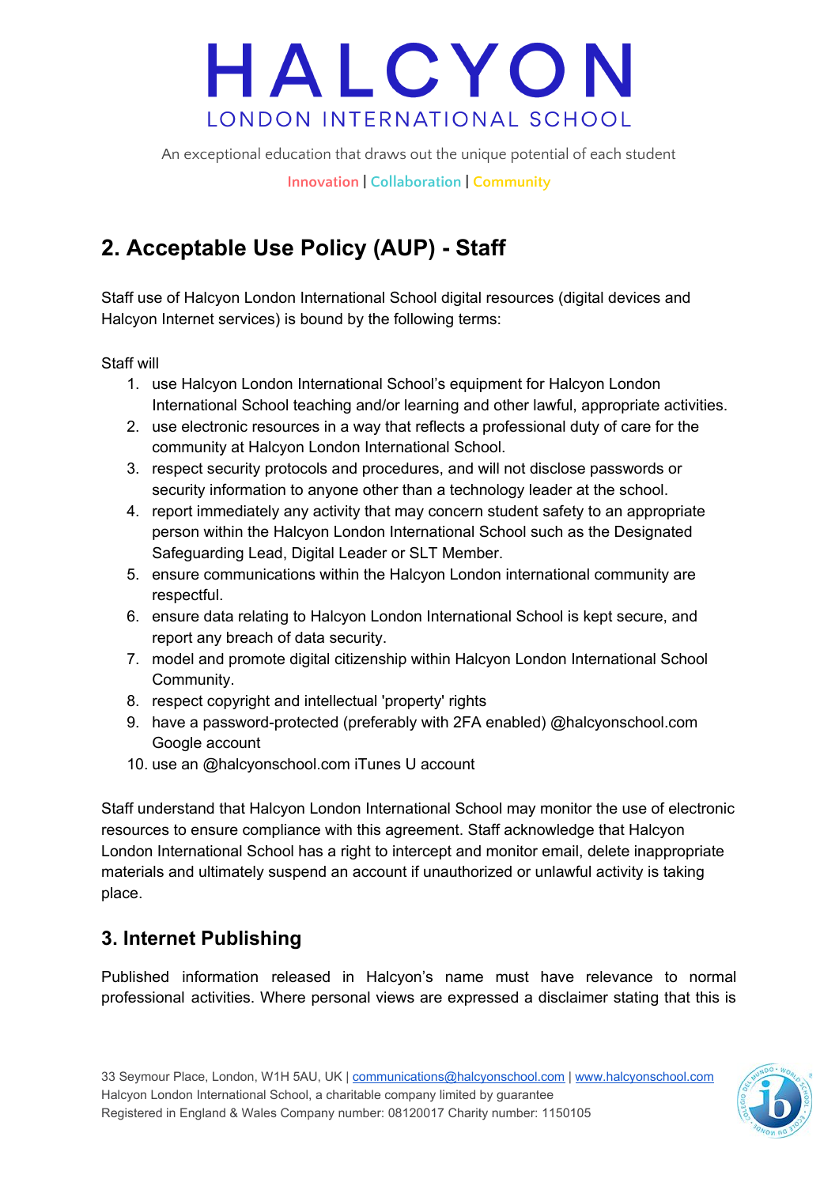## 2. Acceptable Use Policy (AUP) - Staff

Staff use of Halcyon London International School digital resources (digital devices and Halcyon Internet services) is bound by the following terms:

Staff will

1. use Halcyon London International School's equipment for Halcyon London International School teaching and/or learning and other lawful, appropriate activities.
2. use electronic resources in a way that reflects a professional duty of care for the community at Halcyon London International School.
3. respect security protocols and procedures, and will not disclose passwords or security information to anyone other than a technology leader at the school.
4. report immediately any activity that may concern student safety to an appropriate person within the Halcyon London International School such as the Designated Safeguarding Lead, Digital Leader or SLT Member.
5. ensure communications within the Halcyon London international community are respectful.
6. ensure data relating to Halcyon London International School is kept secure, and report any breach of data security.
7. model and promote digital citizenship within Halcyon London International School Community.
8. respect copyright and intellectual 'property' rights
9. have a password-protected (preferably with 2FA enabled) @halcyonschool.com Google account
10. use an @halcyonschool.com iTunes U account

Staff understand that Halcyon London International School may monitor the use of electronic resources to ensure compliance with this agreement. Staff acknowledge that Halcyon London International School has a right to intercept and monitor email, delete inappropriate materials and ultimately suspend an account if unauthorized or unlawful activity is taking place.

## 3. Internet Publishing

Published information released in Halcyon's name must have relevance to normal professional activities. Where personal views are expressed a disclaimer stating that this is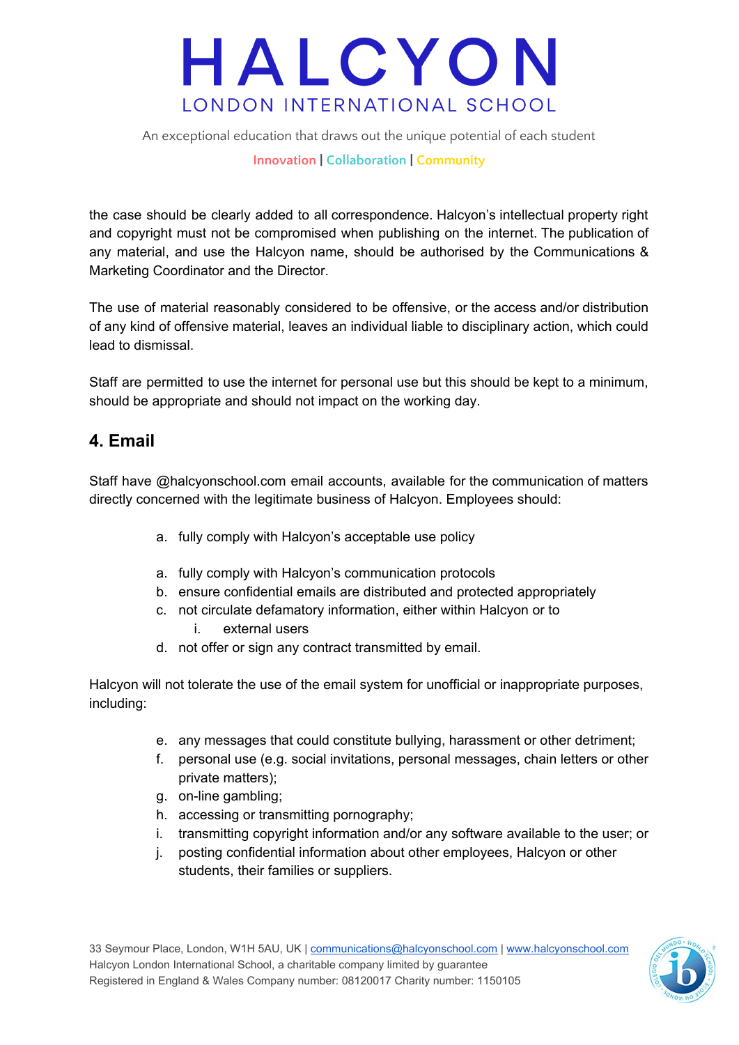the case should be clearly added to all correspondence. Halcyon's intellectual property right and copyright must not be compromised when publishing on the internet. The publication of any material, and use the Halcyon name, should be authorised by the Communications & Marketing Coordinator and the Director.

The use of material reasonably considered to be offensive, or the access and/or distribution of any kind of offensive material, leaves an individual liable to disciplinary action, which could lead to dismissal.

Staff are permitted to use the internet for personal use but this should be kept to a minimum, should be appropriate and should not impact on the working day.

## 4. Email

Staff have @halcyonschool.com email accounts, available for the communication of matters directly concerned with the legitimate business of Halcyon. Employees should:

a. fully comply with Halcyon's acceptable use policy

a. fully comply with Halcyon's communication protocols
b. ensure confidential emails are distributed and protected appropriately
c. not circulate defamatory information, either within Halcyon or to
    i. external users
d. not offer or sign any contract transmitted by email.

Halcyon will not tolerate the use of the email system for unofficial or inappropriate purposes, including:

e. any messages that could constitute bullying, harassment or other detriment;
f. personal use (e.g. social invitations, personal messages, chain letters or other private matters);
g. on-line gambling;
h. accessing or transmitting pornography;
i. transmitting copyright information and/or any software available to the user; or
j. posting confidential information about other employees, Halcyon or other students, their families or suppliers.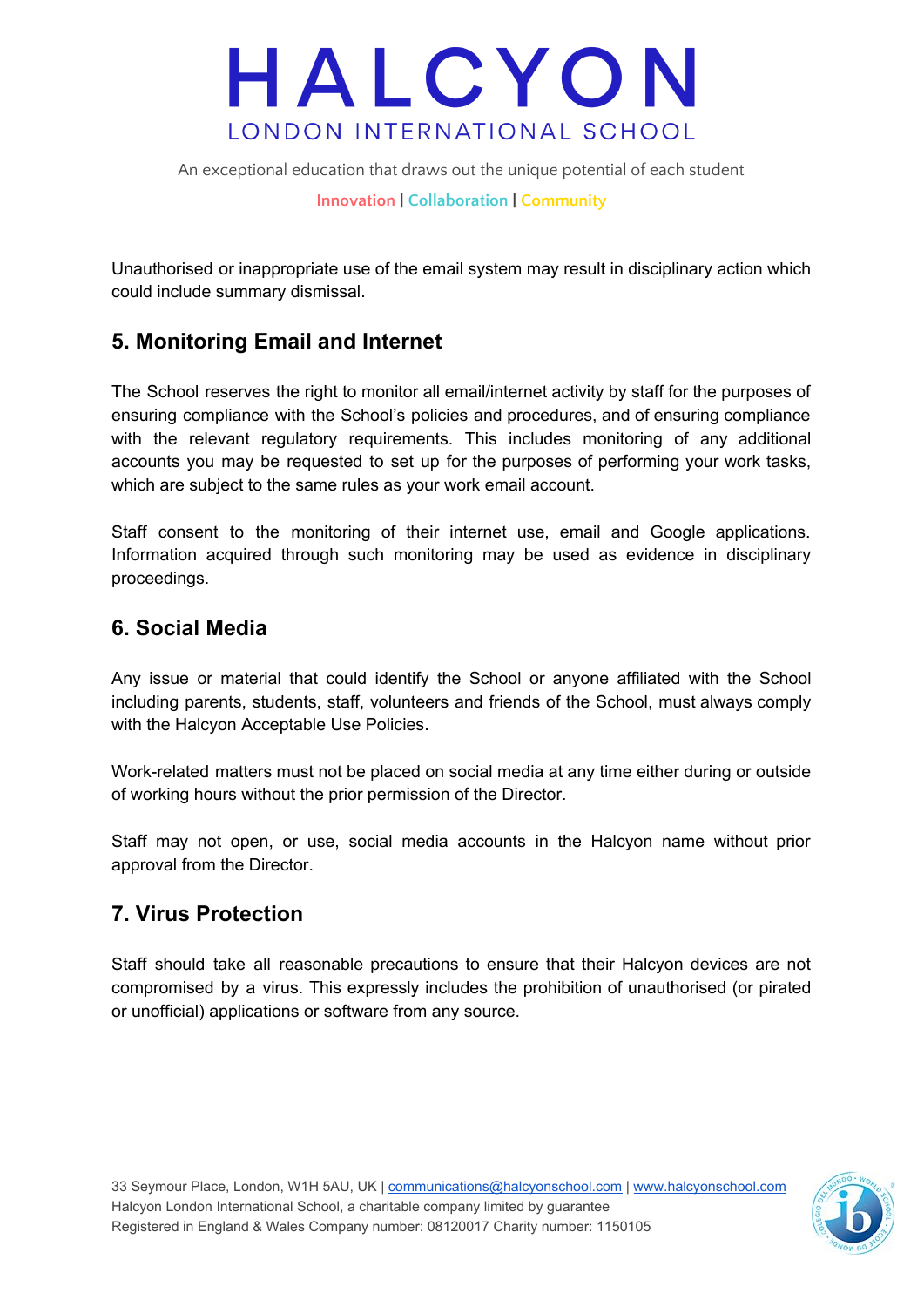Unauthorised or inappropriate use of the email system may result in disciplinary action which could include summary dismissal.

## 5. Monitoring Email and Internet

The School reserves the right to monitor all email/internet activity by staff for the purposes of ensuring compliance with the School's policies and procedures, and of ensuring compliance with the relevant regulatory requirements. This includes monitoring of any additional accounts you may be requested to set up for the purposes of performing your work tasks, which are subject to the same rules as your work email account.

Staff consent to the monitoring of their internet use, email and Google applications. Information acquired through such monitoring may be used as evidence in disciplinary proceedings.

## 6. Social Media

Any issue or material that could identify the School or anyone affiliated with the School including parents, students, staff, volunteers and friends of the School, must always comply with the Halcyon Acceptable Use Policies.

Work-related matters must not be placed on social media at any time either during or outside of working hours without the prior permission of the Director.

Staff may not open, or use, social media accounts in the Halcyon name without prior approval from the Director.

## 7. Virus Protection

Staff should take all reasonable precautions to ensure that their Halcyon devices are not compromised by a virus. This expressly includes the prohibition of unauthorised (or pirated or unofficial) applications or software from any source.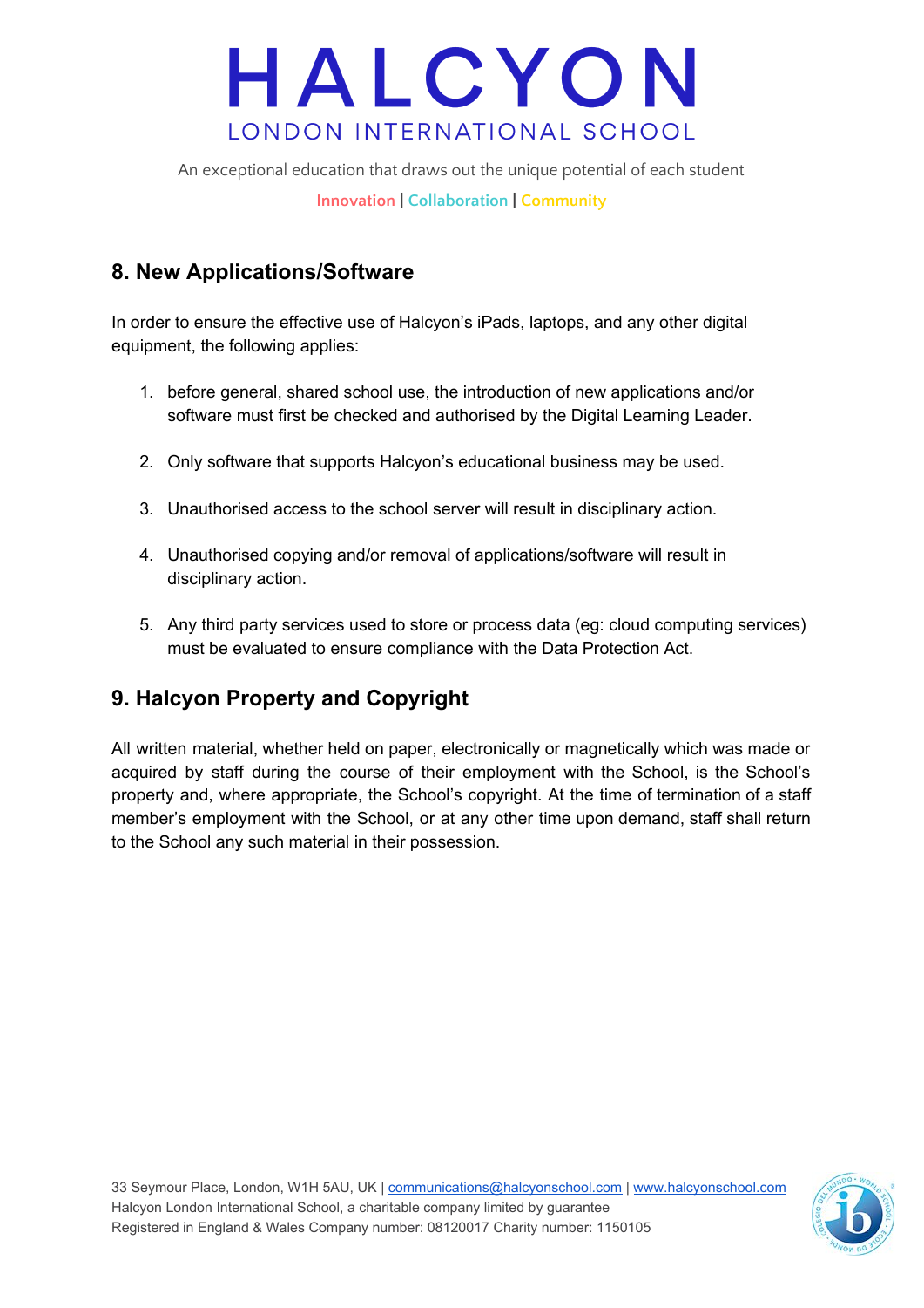## 8. New Applications/Software

In order to ensure the effective use of Halcyon's iPads, laptops, and any other digital equipment, the following applies:

1. before general, shared school use, the introduction of new applications and/or software must first be checked and authorised by the Digital Learning Leader.

2. Only software that supports Halcyon's educational business may be used.

3. Unauthorised access to the school server will result in disciplinary action.

4. Unauthorised copying and/or removal of applications/software will result in disciplinary action.

5. Any third party services used to store or process data (eg: cloud computing services) must be evaluated to ensure compliance with the Data Protection Act.

## 9. Halcyon Property and Copyright

All written material, whether held on paper, electronically or magnetically which was made or acquired by staff during the course of their employment with the School, is the School's property and, where appropriate, the School's copyright. At the time of termination of a staff member's employment with the School, or at any other time upon demand, staff shall return to the School any such material in their possession.